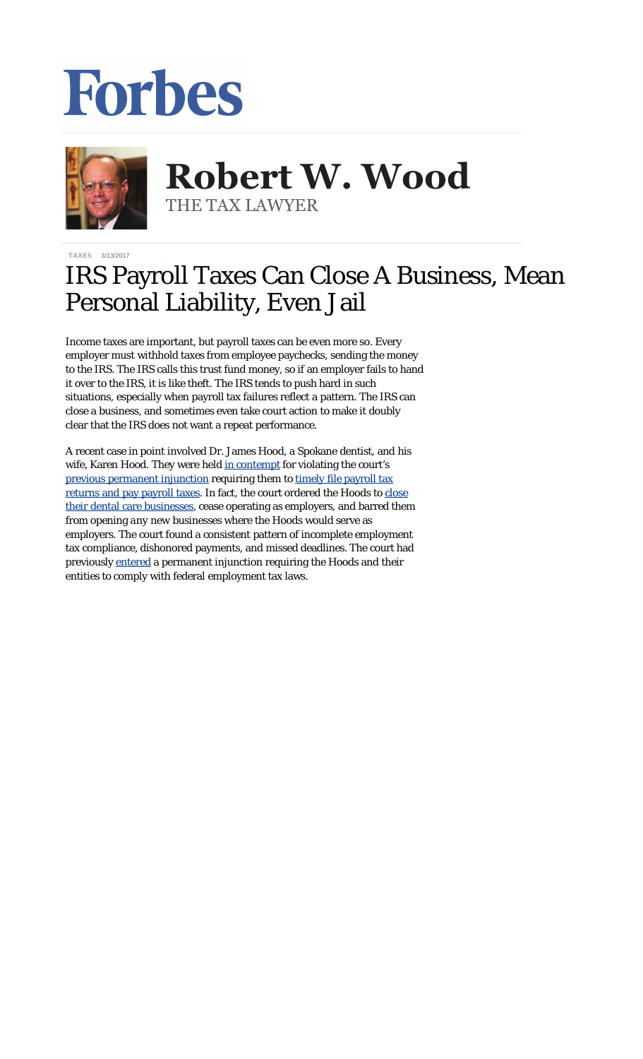Forbes

**Robert W. Wood**
THE TAX LAWYER

TAXES 3/13/2017

# IRS Payroll Taxes Can Close A Business, Mean Personal Liability, Even Jail

Income taxes are important, but payroll taxes can be even more so. Every employer must withhold taxes from employee paychecks, sending the money to the IRS. The IRS calls this trust fund money, so if an employer fails to hand it over to the IRS, it is like theft. The IRS tends to push hard in such situations, especially when payroll tax failures reflect a pattern. The IRS can close a business, and sometimes even take court action to make it doubly clear that the IRS does not want a repeat performance.

A recent case in point involved Dr. James Hood, a Spokane dentist, and his wife, Karen Hood. They were held in contempt for violating the court's previous permanent injunction requiring them to timely file payroll tax returns and pay payroll taxes. In fact, the court ordered the Hoods to close their dental care businesses, cease operating as employers, and barred them from opening *any* new businesses where the Hoods would serve as employers. The court found a consistent pattern of incomplete employment tax compliance, dishonored payments, and missed deadlines. The court had previously entered a permanent injunction requiring the Hoods and their entities to comply with federal employment tax laws.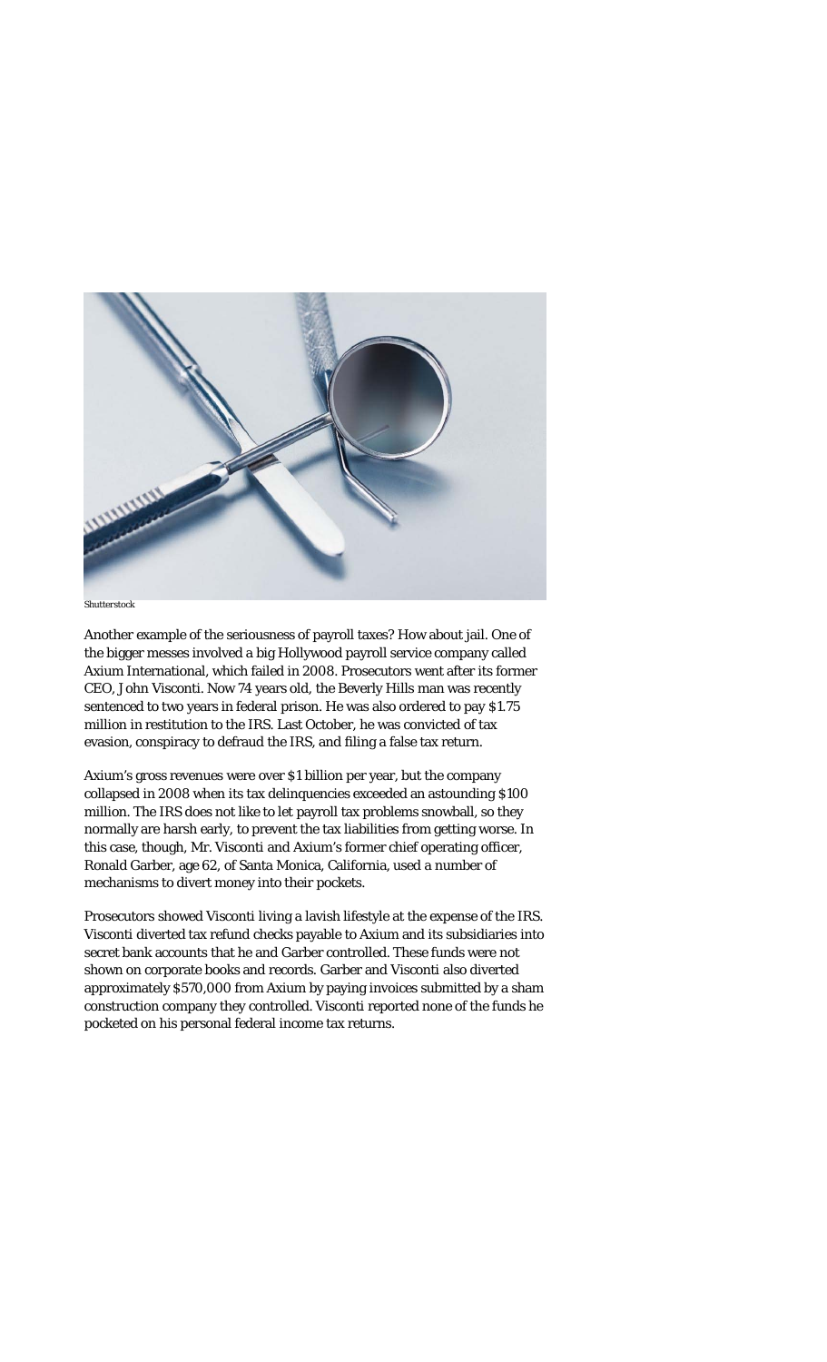Shutterstock

Another example of the seriousness of payroll taxes? How about jail. One of the bigger messes involved a big Hollywood payroll service company called Axium International, which failed in 2008. Prosecutors went after its former CEO, John Visconti. Now 74 years old, the Beverly Hills man was recently sentenced to two years in federal prison. He was also ordered to pay $1.75 million in restitution to the IRS. Last October, he was convicted of tax evasion, conspiracy to defraud the IRS, and filing a false tax return.

Axium's gross revenues were over $1 billion per year, but the company collapsed in 2008 when its tax delinquencies exceeded an astounding $100 million. The IRS does not like to let payroll tax problems snowball, so they normally are harsh early, to prevent the tax liabilities from getting worse. In this case, though, Mr. Visconti and Axium's former chief operating officer, Ronald Garber, age 62, of Santa Monica, California, used a number of mechanisms to divert money into their pockets.

Prosecutors showed Visconti living a lavish lifestyle at the expense of the IRS. Visconti diverted tax refund checks payable to Axium and its subsidiaries into secret bank accounts that he and Garber controlled. These funds were not shown on corporate books and records. Garber and Visconti also diverted approximately $570,000 from Axium by paying invoices submitted by a sham construction company they controlled. Visconti reported none of the funds he pocketed on his personal federal income tax returns.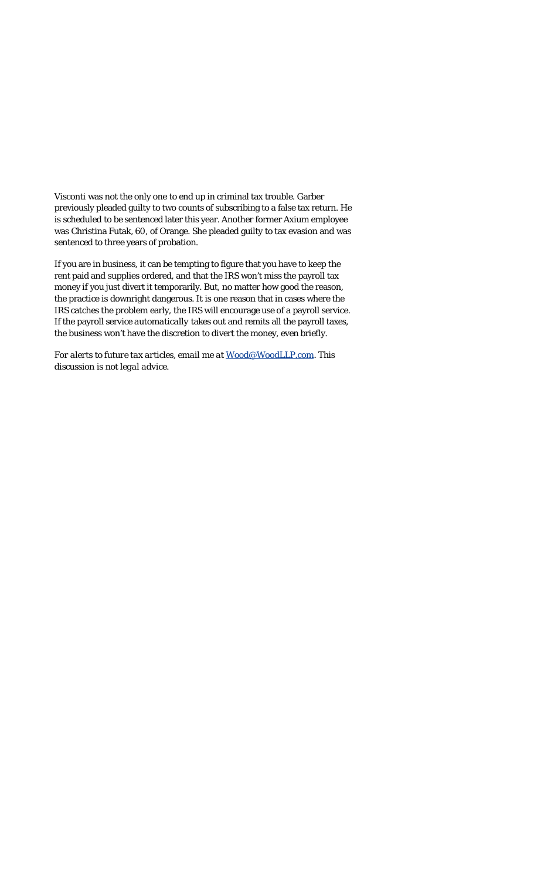Visconti was not the only one to end up in criminal tax trouble. Garber previously pleaded guilty to two counts of subscribing to a false tax return. He is scheduled to be sentenced later this year. Another former Axium employee was Christina Futak, 60, of Orange. She pleaded guilty to tax evasion and was sentenced to three years of probation.

If you are in business, it can be tempting to figure that you have to keep the rent paid and supplies ordered, and that the IRS won't miss the payroll tax money if you just divert it temporarily. But, no matter how good the reason, the practice is downright dangerous. It is one reason that in cases where the IRS catches the problem early, the IRS will encourage use of a payroll service. If the payroll service *automatically* takes out and remits all the payroll taxes, the business won't have the discretion to divert the money, even briefly.

*For alerts to future tax articles, email me at* [Wood@WoodLLP.com](mailto:Wood@WoodLLP.com). *This discussion is not legal advice.*